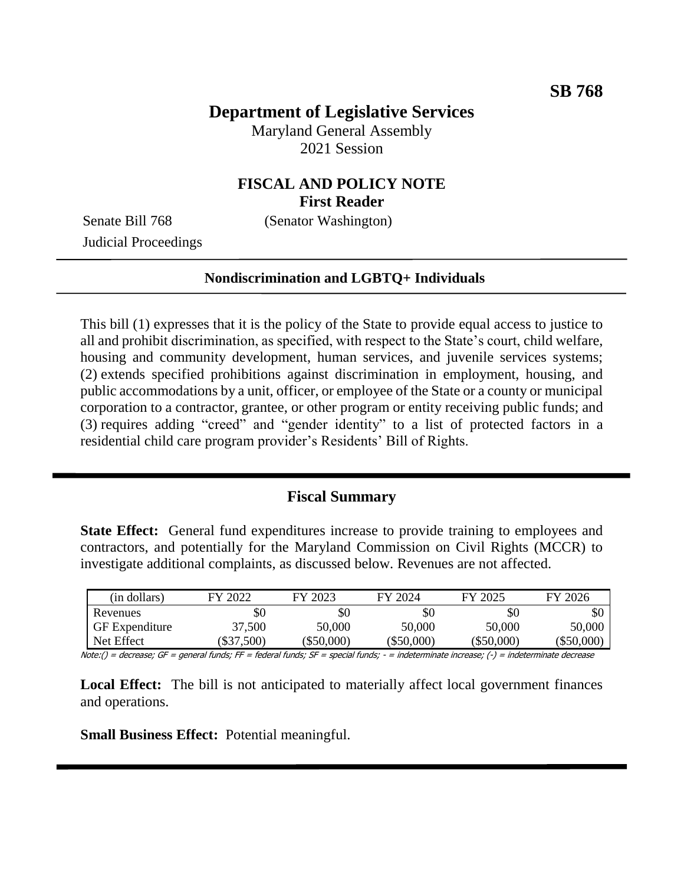**SB 768**

# Department of Legislative Services

Maryland General Assembly
2021 Session

## FISCAL AND POLICY NOTE
**First Reader**

Senate Bill 768 (Senator Washington)
Judicial Proceedings

**Nondiscrimination and LGBTQ+ Individuals**

This bill (1) expresses that it is the policy of the State to provide equal access to justice to all and prohibit discrimination, as specified, with respect to the State's court, child welfare, housing and community development, human services, and juvenile services systems; (2) extends specified prohibitions against discrimination in employment, housing, and public accommodations by a unit, officer, or employee of the State or a county or municipal corporation to a contractor, grantee, or other program or entity receiving public funds; and (3) requires adding "creed" and "gender identity" to a list of protected factors in a residential child care program provider's Residents' Bill of Rights.

## Fiscal Summary

**State Effect:** General fund expenditures increase to provide training to employees and contractors, and potentially for the Maryland Commission on Civil Rights (MCCR) to investigate additional complaints, as discussed below. Revenues are not affected.

| (in dollars) | FY 2022 | FY 2023 | FY 2024 | FY 2025 | FY 2026 |
|---|---|---|---|---|---|
| Revenues | $0 | $0 | $0 | $0 | $0 |
| GF Expenditure | 37,500 | 50,000 | 50,000 | 50,000 | 50,000 |
| Net Effect | ($37,500) | ($50,000) | ($50,000) | ($50,000) | ($50,000) |

Note:() = decrease; GF = general funds; FF = federal funds; SF = special funds; - = indeterminate increase; (-) = indeterminate decrease

**Local Effect:** The bill is not anticipated to materially affect local government finances and operations.

**Small Business Effect:** Potential meaningful.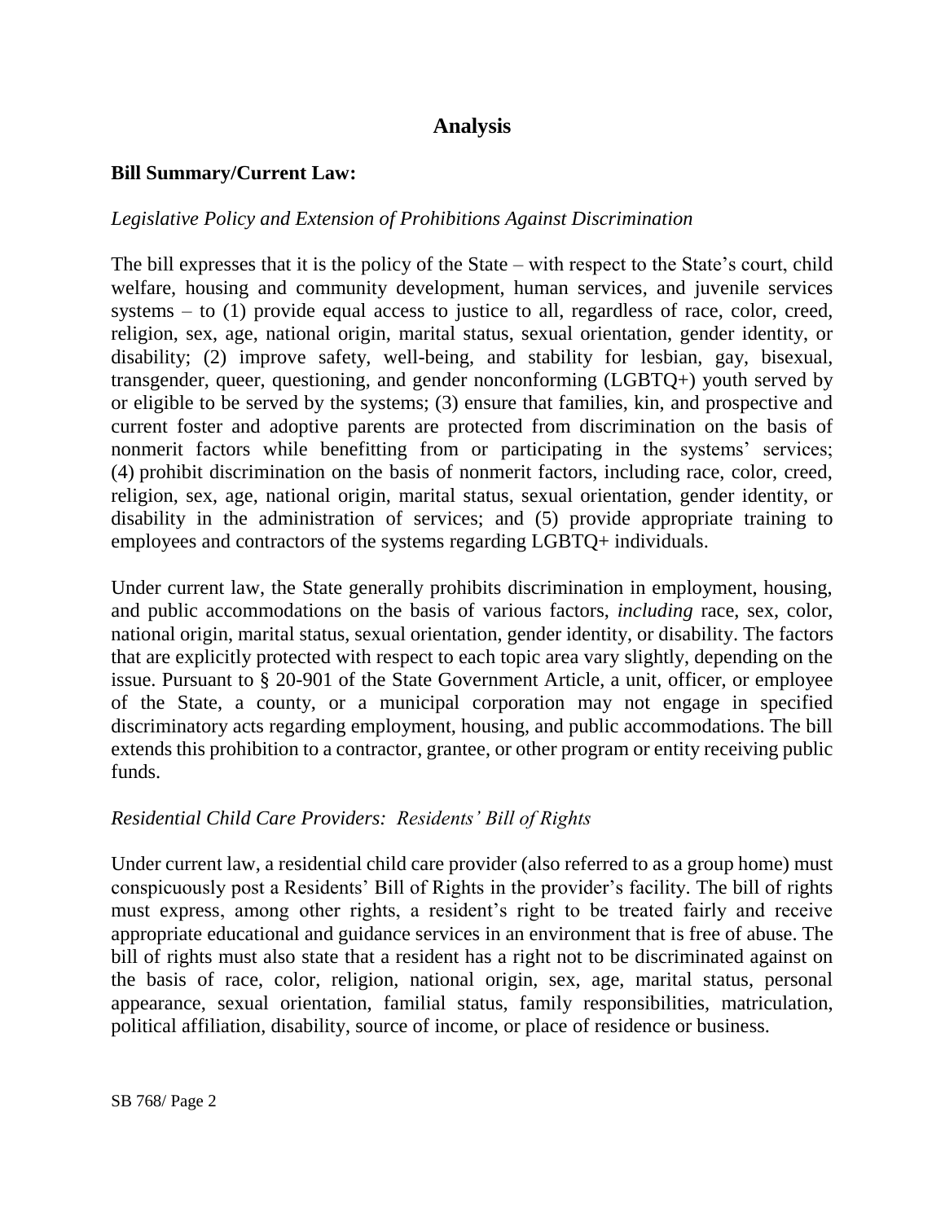## Analysis

**Bill Summary/Current Law:**

*Legislative Policy and Extension of Prohibitions Against Discrimination*

The bill expresses that it is the policy of the State – with respect to the State's court, child welfare, housing and community development, human services, and juvenile services systems – to (1) provide equal access to justice to all, regardless of race, color, creed, religion, sex, age, national origin, marital status, sexual orientation, gender identity, or disability; (2) improve safety, well-being, and stability for lesbian, gay, bisexual, transgender, queer, questioning, and gender nonconforming (LGBTQ+) youth served by or eligible to be served by the systems; (3) ensure that families, kin, and prospective and current foster and adoptive parents are protected from discrimination on the basis of nonmerit factors while benefitting from or participating in the systems' services; (4) prohibit discrimination on the basis of nonmerit factors, including race, color, creed, religion, sex, age, national origin, marital status, sexual orientation, gender identity, or disability in the administration of services; and (5) provide appropriate training to employees and contractors of the systems regarding LGBTQ+ individuals.

Under current law, the State generally prohibits discrimination in employment, housing, and public accommodations on the basis of various factors, *including* race, sex, color, national origin, marital status, sexual orientation, gender identity, or disability. The factors that are explicitly protected with respect to each topic area vary slightly, depending on the issue. Pursuant to § 20-901 of the State Government Article, a unit, officer, or employee of the State, a county, or a municipal corporation may not engage in specified discriminatory acts regarding employment, housing, and public accommodations. The bill extends this prohibition to a contractor, grantee, or other program or entity receiving public funds.

*Residential Child Care Providers: Residents' Bill of Rights*

Under current law, a residential child care provider (also referred to as a group home) must conspicuously post a Residents' Bill of Rights in the provider's facility. The bill of rights must express, among other rights, a resident's right to be treated fairly and receive appropriate educational and guidance services in an environment that is free of abuse. The bill of rights must also state that a resident has a right not to be discriminated against on the basis of race, color, religion, national origin, sex, age, marital status, personal appearance, sexual orientation, familial status, family responsibilities, matriculation, political affiliation, disability, source of income, or place of residence or business.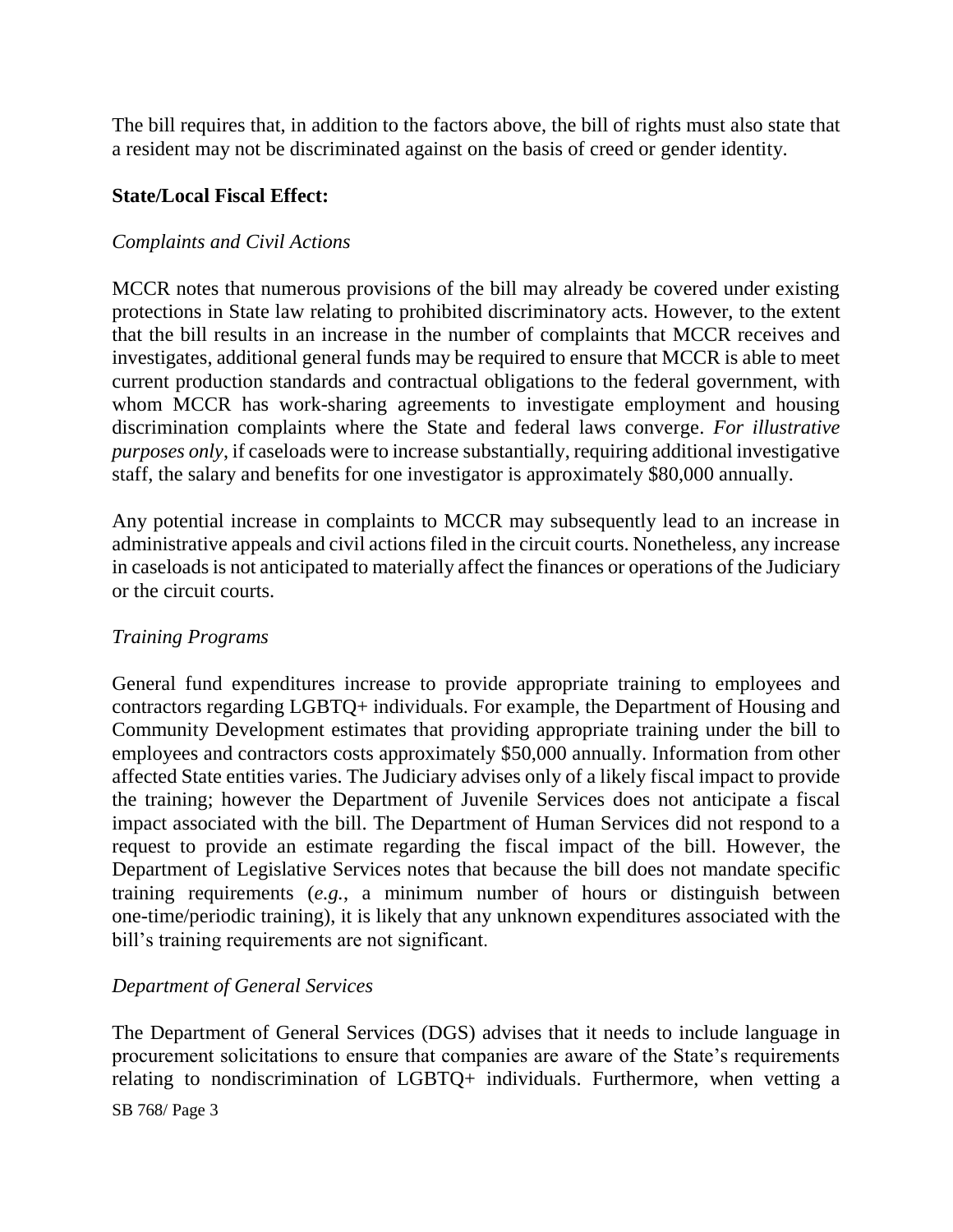The bill requires that, in addition to the factors above, the bill of rights must also state that a resident may not be discriminated against on the basis of creed or gender identity.

**State/Local Fiscal Effect:**

*Complaints and Civil Actions*

MCCR notes that numerous provisions of the bill may already be covered under existing protections in State law relating to prohibited discriminatory acts. However, to the extent that the bill results in an increase in the number of complaints that MCCR receives and investigates, additional general funds may be required to ensure that MCCR is able to meet current production standards and contractual obligations to the federal government, with whom MCCR has work-sharing agreements to investigate employment and housing discrimination complaints where the State and federal laws converge. *For illustrative purposes only*, if caseloads were to increase substantially, requiring additional investigative staff, the salary and benefits for one investigator is approximately $80,000 annually.

Any potential increase in complaints to MCCR may subsequently lead to an increase in administrative appeals and civil actions filed in the circuit courts. Nonetheless, any increase in caseloads is not anticipated to materially affect the finances or operations of the Judiciary or the circuit courts.

*Training Programs*

General fund expenditures increase to provide appropriate training to employees and contractors regarding LGBTQ+ individuals. For example, the Department of Housing and Community Development estimates that providing appropriate training under the bill to employees and contractors costs approximately $50,000 annually. Information from other affected State entities varies. The Judiciary advises only of a likely fiscal impact to provide the training; however the Department of Juvenile Services does not anticipate a fiscal impact associated with the bill. The Department of Human Services did not respond to a request to provide an estimate regarding the fiscal impact of the bill. However, the Department of Legislative Services notes that because the bill does not mandate specific training requirements (*e.g.*, a minimum number of hours or distinguish between one-time/periodic training), it is likely that any unknown expenditures associated with the bill's training requirements are not significant.

*Department of General Services*

The Department of General Services (DGS) advises that it needs to include language in procurement solicitations to ensure that companies are aware of the State's requirements relating to nondiscrimination of LGBTQ+ individuals. Furthermore, when vetting a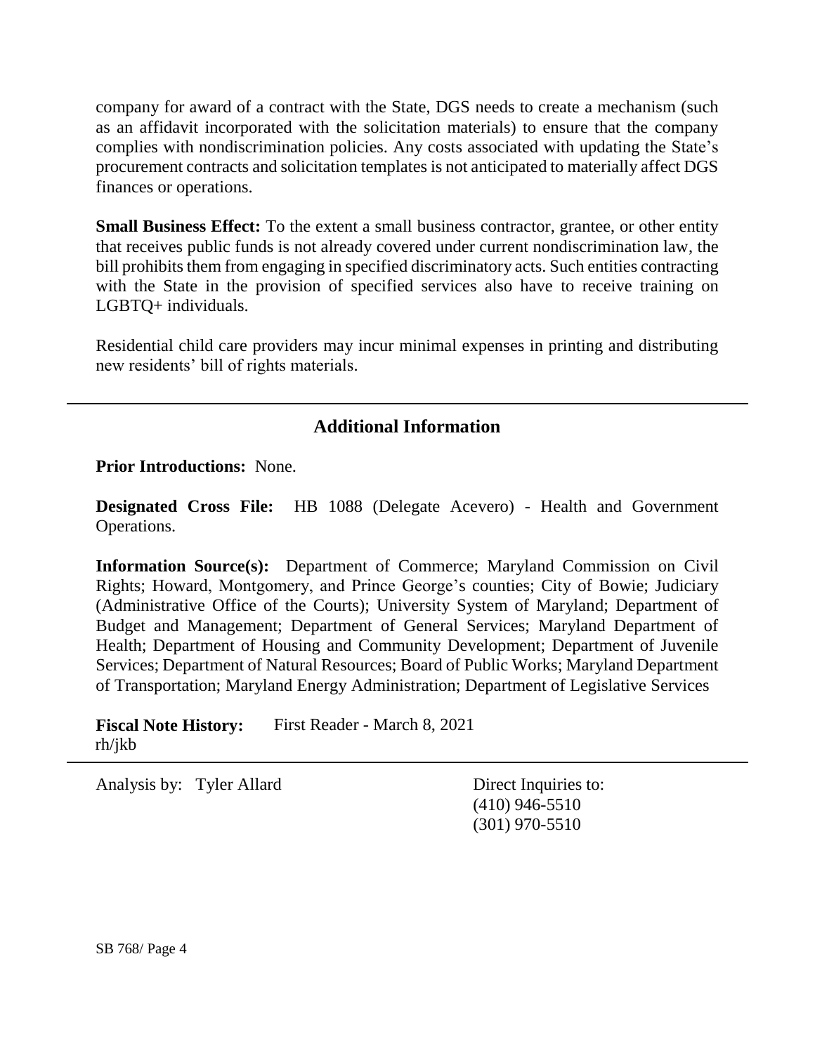company for award of a contract with the State, DGS needs to create a mechanism (such as an affidavit incorporated with the solicitation materials) to ensure that the company complies with nondiscrimination policies. Any costs associated with updating the State's procurement contracts and solicitation templates is not anticipated to materially affect DGS finances or operations.

**Small Business Effect:** To the extent a small business contractor, grantee, or other entity that receives public funds is not already covered under current nondiscrimination law, the bill prohibits them from engaging in specified discriminatory acts. Such entities contracting with the State in the provision of specified services also have to receive training on LGBTQ+ individuals.

Residential child care providers may incur minimal expenses in printing and distributing new residents' bill of rights materials.

## Additional Information

**Prior Introductions:** None.

**Designated Cross File:** HB 1088 (Delegate Acevero) - Health and Government Operations.

**Information Source(s):** Department of Commerce; Maryland Commission on Civil Rights; Howard, Montgomery, and Prince George's counties; City of Bowie; Judiciary (Administrative Office of the Courts); University System of Maryland; Department of Budget and Management; Department of General Services; Maryland Department of Health; Department of Housing and Community Development; Department of Juvenile Services; Department of Natural Resources; Board of Public Works; Maryland Department of Transportation; Maryland Energy Administration; Department of Legislative Services

**Fiscal Note History:** First Reader - March 8, 2021
rh/jkb

Analysis by: Tyler Allard

Direct Inquiries to:
(410) 946-5510
(301) 970-5510